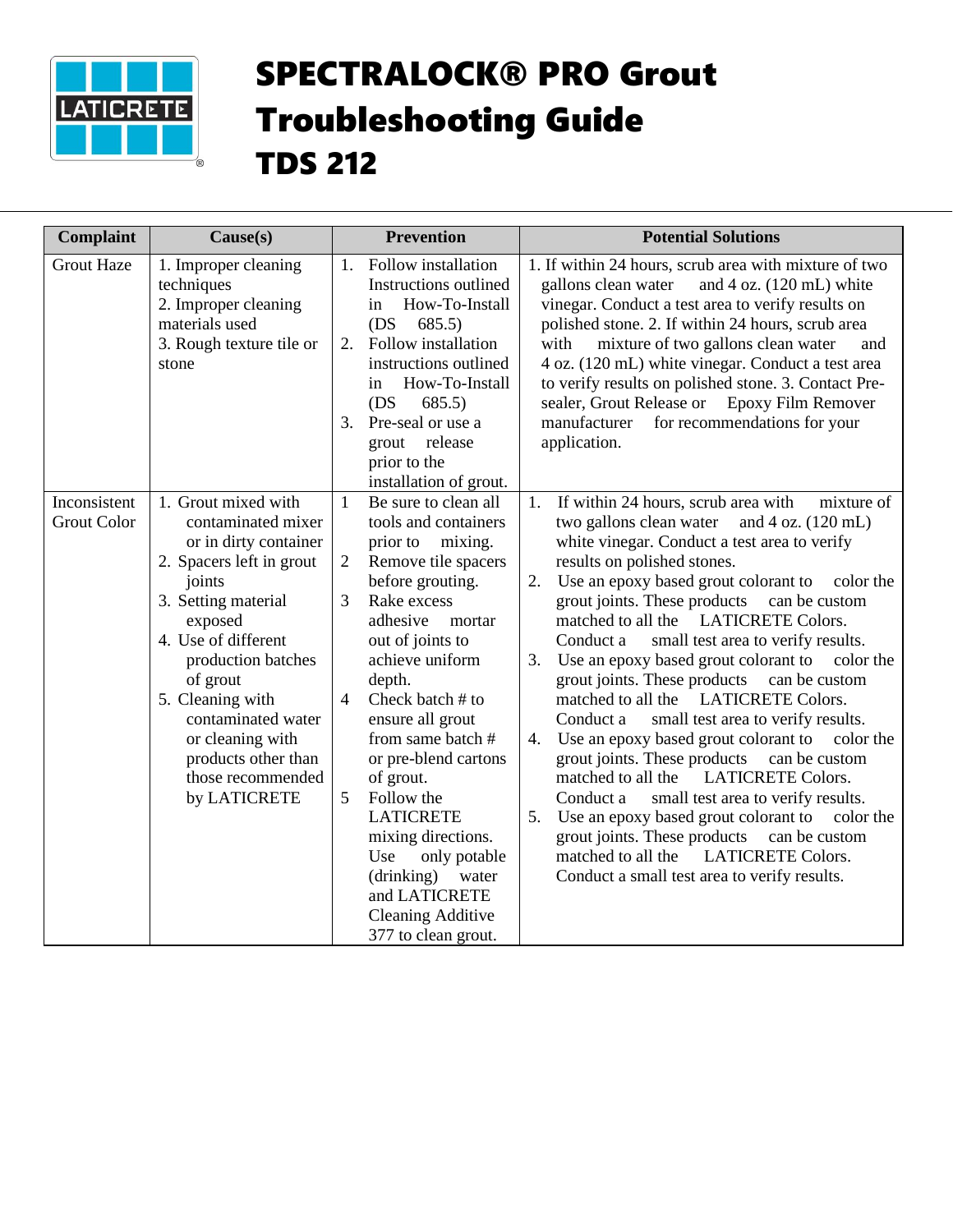# SPECTRALOCK® PRO Grout Troubleshooting Guide

# TDS 212

| Complaint | Cause(s) | Prevention | Potential Solutions |
|---|---|---|---|
| Grout Haze | 1. Improper cleaning techniques<br>2. Improper cleaning materials used<br>3. Rough texture tile or stone | 1. Follow installation Instructions outlined in How-To-Install (DS 685.5)<br>2. Follow installation instructions outlined in How-To-Install (DS 685.5)<br>3. Pre-seal or use a grout release prior to the installation of grout. | 1. If within 24 hours, scrub area with mixture of two gallons clean water and 4 oz. (120 mL) white vinegar. Conduct a test area to verify results on polished stone. 2. If within 24 hours, scrub area with mixture of two gallons clean water and 4 oz. (120 mL) white vinegar. Conduct a test area to verify results on polished stone. 3. Contact Pre-sealer, Grout Release or Epoxy Film Remover manufacturer for recommendations for your application. |
| Inconsistent Grout Color | 1. Grout mixed with contaminated mixer or in dirty container<br>2. Spacers left in grout joints<br>3. Setting material exposed<br>4. Use of different production batches of grout<br>5. Cleaning with contaminated water or cleaning with products other than those recommended by LATICRETE | 1 Be sure to clean all tools and containers prior to mixing.<br>2 Remove tile spacers before grouting.<br>3 Rake excess adhesive mortar out of joints to achieve uniform depth.<br>4 Check batch # to ensure all grout from same batch # or pre-blend cartons of grout.<br>5 Follow the LATICRETE mixing directions. Use only potable (drinking) water and LATICRETE Cleaning Additive 377 to clean grout. | 1. If within 24 hours, scrub area with mixture of two gallons clean water and 4 oz. (120 mL) white vinegar. Conduct a test area to verify results on polished stones.<br>2. Use an epoxy based grout colorant to color the grout joints. These products can be custom matched to all the LATICRETE Colors. Conduct a small test area to verify results.<br>3. Use an epoxy based grout colorant to color the grout joints. These products can be custom matched to all the LATICRETE Colors. Conduct a small test area to verify results.<br>4. Use an epoxy based grout colorant to color the grout joints. These products can be custom matched to all the LATICRETE Colors. Conduct a small test area to verify results.<br>5. Use an epoxy based grout colorant to color the grout joints. These products can be custom matched to all the LATICRETE Colors. Conduct a small test area to verify results. |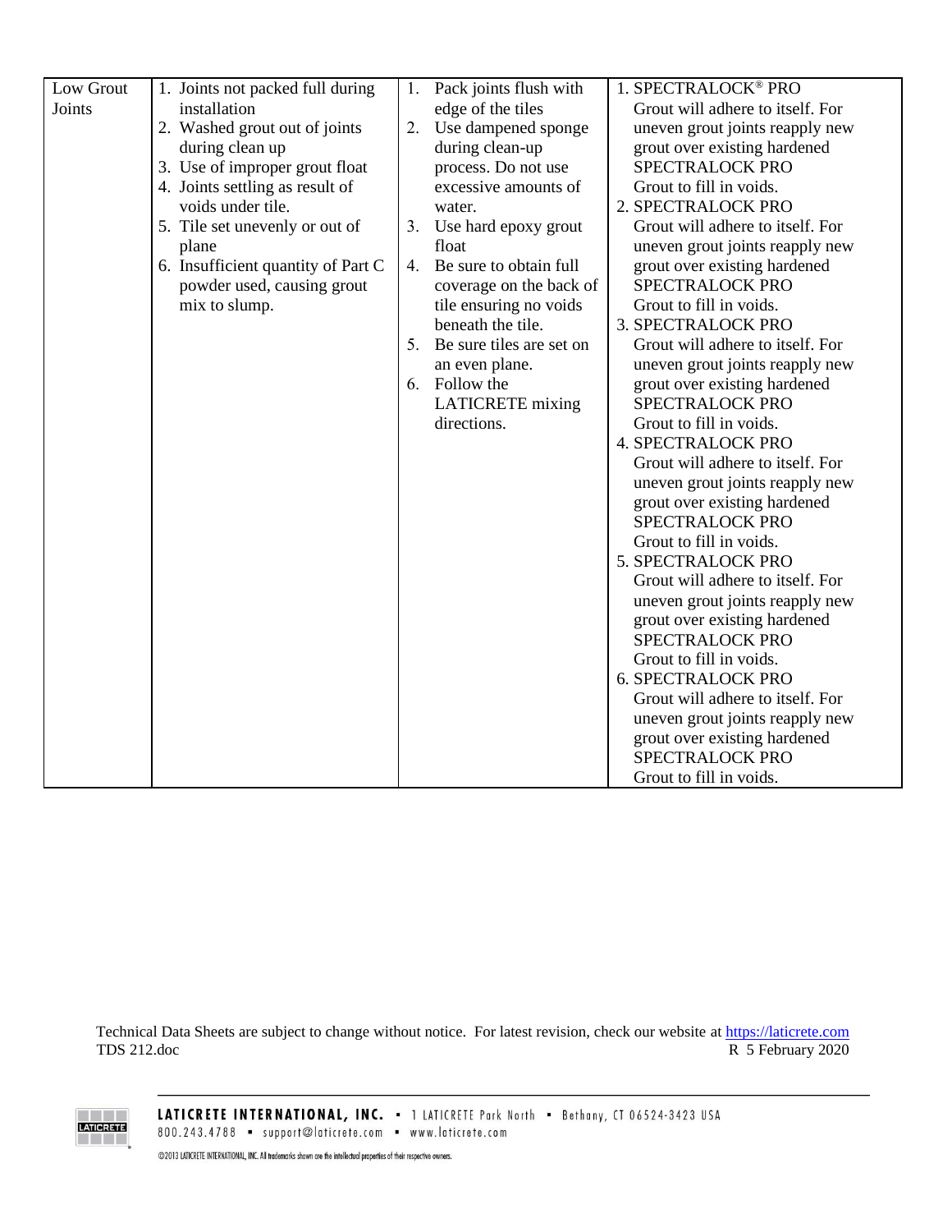| | | | |
|---|---|---|---|
| Low Grout Joints | 1. Joints not packed full during installation<br>2. Washed grout out of joints during clean up<br>3. Use of improper grout float<br>4. Joints settling as result of voids under tile.<br>5. Tile set unevenly or out of plane<br>6. Insufficient quantity of Part C powder used, causing grout mix to slump. | 1. Pack joints flush with edge of the tiles<br>2. Use dampened sponge during clean-up process. Do not use excessive amounts of water.<br>3. Use hard epoxy grout float<br>4. Be sure to obtain full coverage on the back of tile ensuring no voids beneath the tile.<br>5. Be sure tiles are set on an even plane.<br>6. Follow the LATICRETE mixing directions. | 1. SPECTRALOCK® PRO Grout will adhere to itself. For uneven grout joints reapply new grout over existing hardened SPECTRALOCK PRO Grout to fill in voids.<br>2. SPECTRALOCK PRO Grout will adhere to itself. For uneven grout joints reapply new grout over existing hardened SPECTRALOCK PRO Grout to fill in voids.<br>3. SPECTRALOCK PRO Grout will adhere to itself. For uneven grout joints reapply new grout over existing hardened SPECTRALOCK PRO Grout to fill in voids.<br>4. SPECTRALOCK PRO Grout will adhere to itself. For uneven grout joints reapply new grout over existing hardened SPECTRALOCK PRO Grout to fill in voids.<br>5. SPECTRALOCK PRO Grout will adhere to itself. For uneven grout joints reapply new grout over existing hardened SPECTRALOCK PRO Grout to fill in voids.<br>6. SPECTRALOCK PRO Grout will adhere to itself. For uneven grout joints reapply new grout over existing hardened SPECTRALOCK PRO Grout to fill in voids. |

Technical Data Sheets are subject to change without notice. For latest revision, check our website at https://laticrete.com

TDS 212.doc R 5 February 2020

**LATICRETE INTERNATIONAL, INC.** ▪ 1 LATICRETE Park North ▪ Bethany, CT 06524-3423 USA
800.243.4788 ▪ support@laticrete.com ▪ www.laticrete.com

©2013 LATICRETE INTERNATIONAL, INC. All trademarks shown are the intellectual properties of their respective owners.